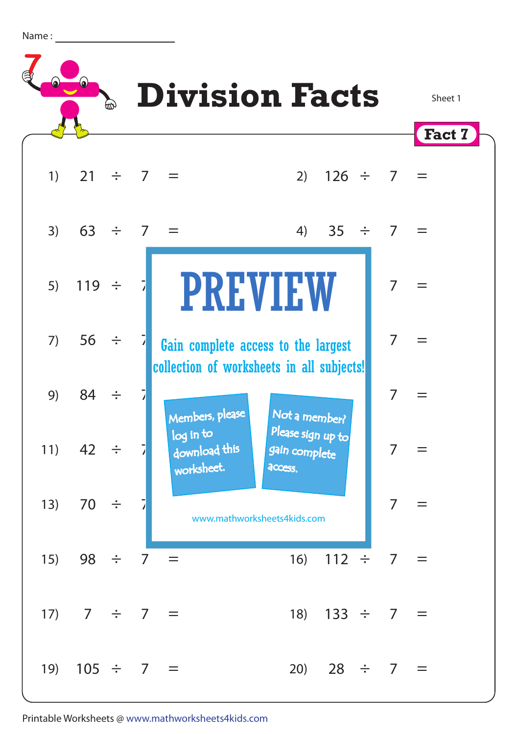Name : ____________________

# Division Facts

Sheet 1

**Fact 7**

1) $21 \div 7 =$

2) $126 \div 7 =$

3) $63 \div 7 =$

4) $35 \div 7 =$

5) $119 \div 7$

6) $7 =$

7) $56 \div 7$

8) $7 =$

9) $84 \div 7$

10) $7 =$

11) $42 \div 7$

12) $7 =$

13) $70 \div 7$

14) $7 =$

15) $98 \div 7 =$

16) $112 \div 7 =$

17) $7 \div 7 =$

18) $133 \div 7 =$

19) $105 \div 7 =$

20) $28 \div 7 =$

**PREVIEW**

Gain complete access to the largest collection of worksheets in all subjects!

Members, please log in to download this worksheet.

Not a member? Please sign up to gain complete access.

www.mathworksheets4kids.com

Printable Worksheets @ www.mathworksheets4kids.com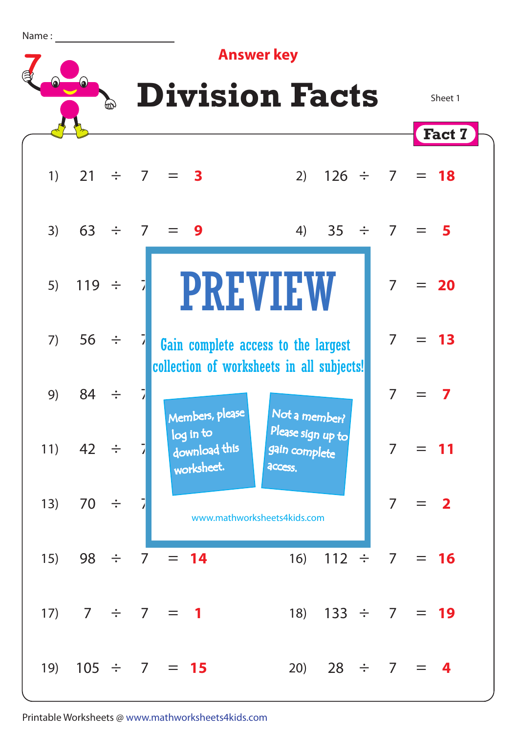Name : ____________________

**Answer key**

# Division Facts

Sheet 1

**Fact 7**

1) 21 ÷ 7 = **3**

2) 126 ÷ 7 = **18**

3) 63 ÷ 7 = **9**

4) 35 ÷ 7 = **5**

5) 119 ÷ 7

7 = **20**

7) 56 ÷ 7

7 = **13**

9) 84 ÷ 7

7 = **7**

11) 42 ÷ 7

7 = **11**

13) 70 ÷ 7

7 = **2**

15) 98 ÷ 7 = **14**

16) 112 ÷ 7 = **16**

17) 7 ÷ 7 = **1**

18) 133 ÷ 7 = **19**

19) 105 ÷ 7 = **15**

20) 28 ÷ 7 = **4**

**PREVIEW**

Gain complete access to the largest collection of worksheets in all subjects!

Members, please log in to download this worksheet.

Not a member? Please sign up to gain complete access.

www.mathworksheets4kids.com

Printable Worksheets @ www.mathworksheets4kids.com